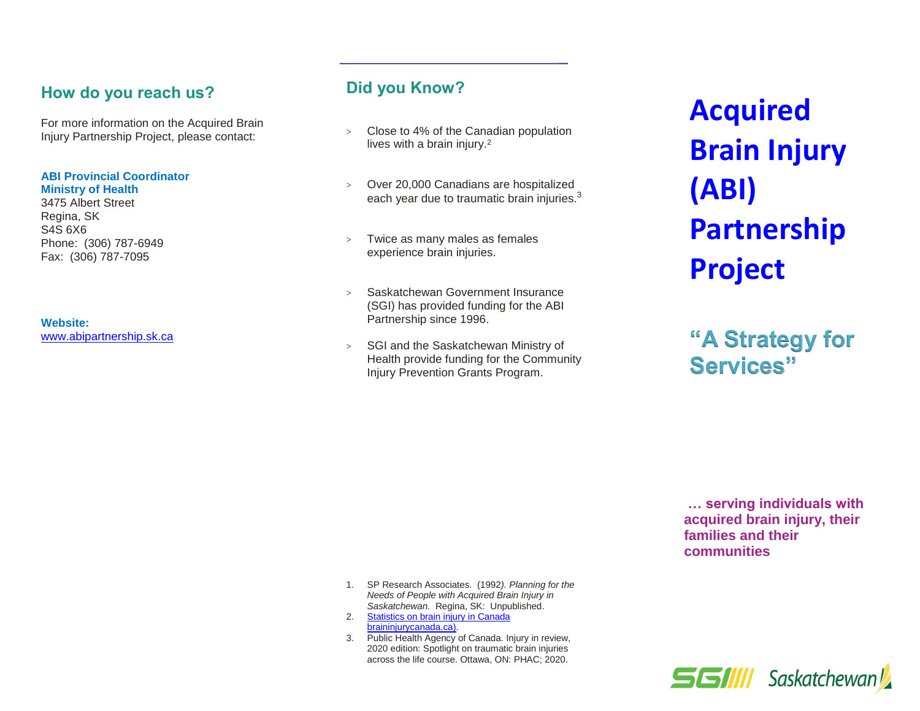## How do you reach us?

For more information on the Acquired Brain Injury Partnership Project, please contact:

**ABI Provincial Coordinator**
**Ministry of Health**
3475 Albert Street
Regina, SK
S4S 6X6
Phone: (306) 787-6949
Fax: (306) 787-7095

**Website:**
www.abipartnership.sk.ca

## Did you Know?

- Close to 4% of the Canadian population lives with a brain injury.[2]
- Over 20,000 Canadians are hospitalized each year due to traumatic brain injuries.[3]
- Twice as many males as females experience brain injuries.
- Saskatchewan Government Insurance (SGI) has provided funding for the ABI Partnership since 1996.
- SGI and the Saskatchewan Ministry of Health provide funding for the Community Injury Prevention Grants Program.

1. SP Research Associates. (1992). *Planning for the Needs of People with Acquired Brain Injury in Saskatchewan.* Regina, SK: Unpublished.
2. Statistics on brain injury in Canada braininjurycanada.ca).
3. Public Health Agency of Canada. Injury in review, 2020 edition: Spotlight on traumatic brain injuries across the life course. Ottawa, ON: PHAC; 2020.

# Acquired Brain Injury (ABI) Partnership Project

## "A Strategy for Services"

**… serving individuals with acquired brain injury, their families and their communities**

SGI Saskatchewan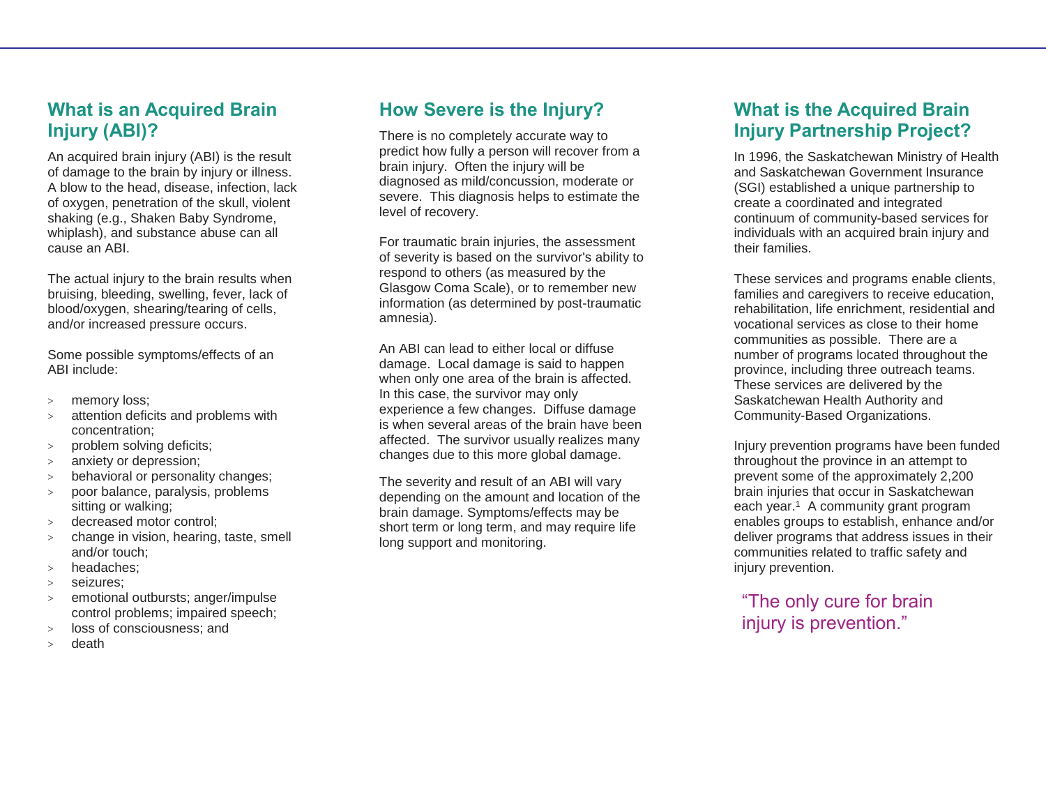## What is an Acquired Brain Injury (ABI)?

An acquired brain injury (ABI) is the result of damage to the brain by injury or illness. A blow to the head, disease, infection, lack of oxygen, penetration of the skull, violent shaking (e.g., Shaken Baby Syndrome, whiplash), and substance abuse can all cause an ABI.

The actual injury to the brain results when bruising, bleeding, swelling, fever, lack of blood/oxygen, shearing/tearing of cells, and/or increased pressure occurs.

Some possible symptoms/effects of an ABI include:

- memory loss;
- attention deficits and problems with concentration;
- problem solving deficits;
- anxiety or depression;
- behavioral or personality changes;
- poor balance, paralysis, problems sitting or walking;
- decreased motor control;
- change in vision, hearing, taste, smell and/or touch;
- headaches;
- seizures;
- emotional outbursts; anger/impulse control problems; impaired speech;
- loss of consciousness; and
- death

## How Severe is the Injury?

There is no completely accurate way to predict how fully a person will recover from a brain injury. Often the injury will be diagnosed as mild/concussion, moderate or severe. This diagnosis helps to estimate the level of recovery.

For traumatic brain injuries, the assessment of severity is based on the survivor's ability to respond to others (as measured by the Glasgow Coma Scale), or to remember new information (as determined by post-traumatic amnesia).

An ABI can lead to either local or diffuse damage. Local damage is said to happen when only one area of the brain is affected. In this case, the survivor may only experience a few changes. Diffuse damage is when several areas of the brain have been affected. The survivor usually realizes many changes due to this more global damage.

The severity and result of an ABI will vary depending on the amount and location of the brain damage. Symptoms/effects may be short term or long term, and may require life long support and monitoring.

## What is the Acquired Brain Injury Partnership Project?

In 1996, the Saskatchewan Ministry of Health and Saskatchewan Government Insurance (SGI) established a unique partnership to create a coordinated and integrated continuum of community-based services for individuals with an acquired brain injury and their families.

These services and programs enable clients, families and caregivers to receive education, rehabilitation, life enrichment, residential and vocational services as close to their home communities as possible. There are a number of programs located throughout the province, including three outreach teams. These services are delivered by the Saskatchewan Health Authority and Community-Based Organizations.

Injury prevention programs have been funded throughout the province in an attempt to prevent some of the approximately 2,200 brain injuries that occur in Saskatchewan each year.[1] A community grant program enables groups to establish, enhance and/or deliver programs that address issues in their communities related to traffic safety and injury prevention.

“The only cure for brain injury is prevention.”